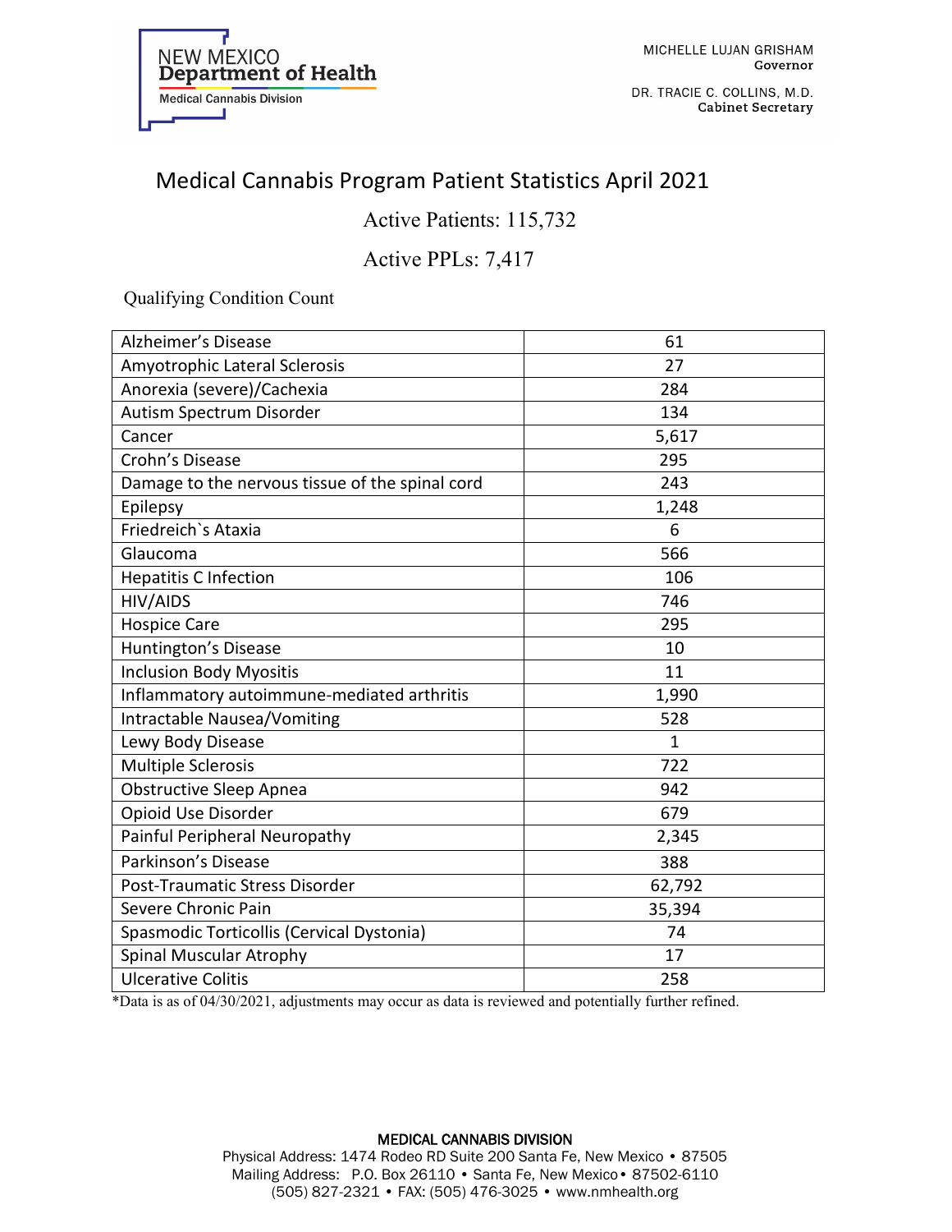NEW MEXICO
**Department of Health**
Medical Cannabis Division

MICHELLE LUJAN GRISHAM
**Governor**

DR. TRACIE C. COLLINS, M.D.
**Cabinet Secretary**

# Medical Cannabis Program Patient Statistics April 2021

Active Patients: 115,732

Active PPLs: 7,417

Qualifying Condition Count

| Condition | Count |
|---|---|
| Alzheimer's Disease | 61 |
| Amyotrophic Lateral Sclerosis | 27 |
| Anorexia (severe)/Cachexia | 284 |
| Autism Spectrum Disorder | 134 |
| Cancer | 5,617 |
| Crohn's Disease | 295 |
| Damage to the nervous tissue of the spinal cord | 243 |
| Epilepsy | 1,248 |
| Friedreich`s Ataxia | 6 |
| Glaucoma | 566 |
| Hepatitis C Infection | 106 |
| HIV/AIDS | 746 |
| Hospice Care | 295 |
| Huntington's Disease | 10 |
| Inclusion Body Myositis | 11 |
| Inflammatory autoimmune-mediated arthritis | 1,990 |
| Intractable Nausea/Vomiting | 528 |
| Lewy Body Disease | 1 |
| Multiple Sclerosis | 722 |
| Obstructive Sleep Apnea | 942 |
| Opioid Use Disorder | 679 |
| Painful Peripheral Neuropathy | 2,345 |
| Parkinson's Disease | 388 |
| Post-Traumatic Stress Disorder | 62,792 |
| Severe Chronic Pain | 35,394 |
| Spasmodic Torticollis (Cervical Dystonia) | 74 |
| Spinal Muscular Atrophy | 17 |
| Ulcerative Colitis | 258 |

*Data is as of 04/30/2021, adjustments may occur as data is reviewed and potentially further refined.

**MEDICAL CANNABIS DIVISION**
Physical Address: 1474 Rodeo RD Suite 200 Santa Fe, New Mexico • 87505
Mailing Address: P.O. Box 26110 • Santa Fe, New Mexico • 87502-6110
(505) 827-2321 • FAX: (505) 476-3025 • www.nmhealth.org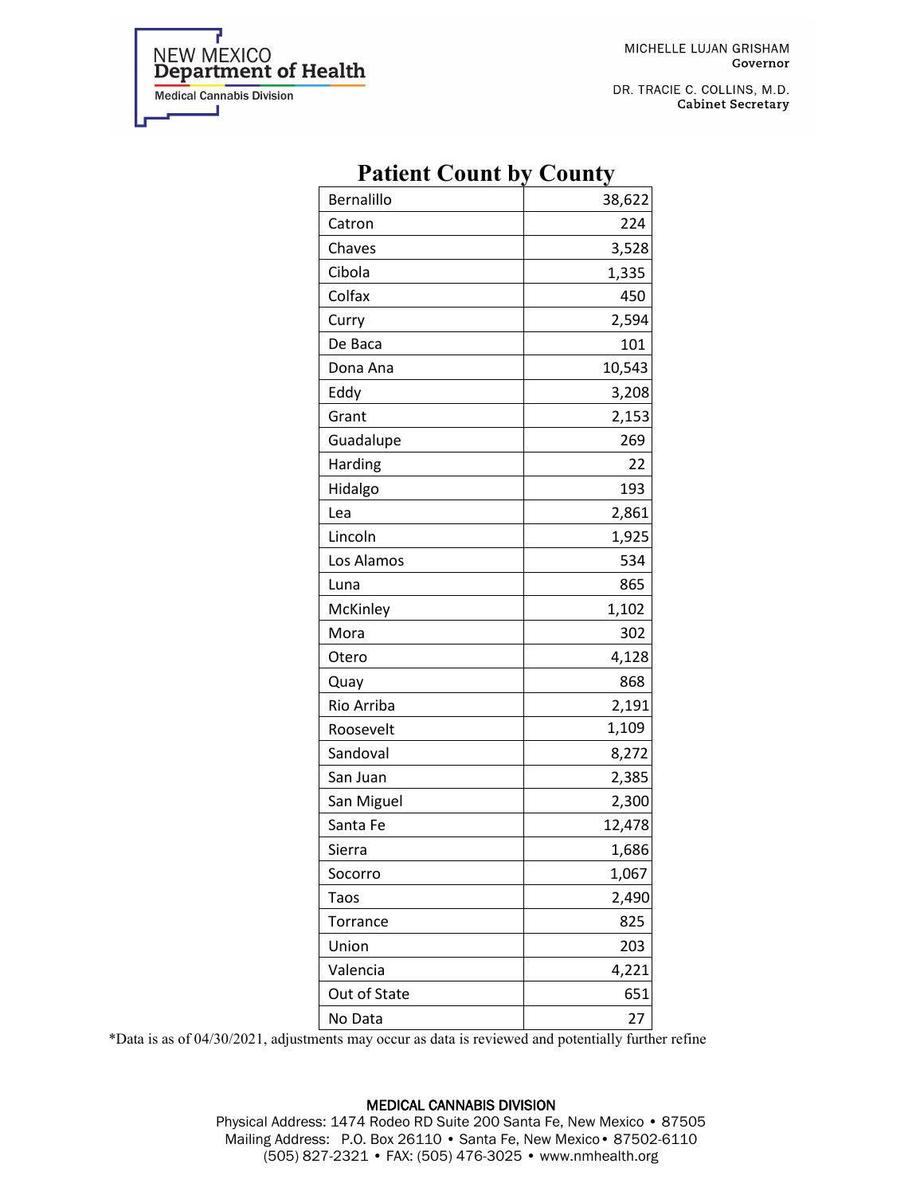NEW MEXICO
**Department of Health**
Medical Cannabis Division

MICHELLE LUJAN GRISHAM
**Governor**

DR. TRACIE C. COLLINS, M.D.
**Cabinet Secretary**

## Patient Count by County

| | |
|---|---:|
| Bernalillo | 38,622 |
| Catron | 224 |
| Chaves | 3,528 |
| Cibola | 1,335 |
| Colfax | 450 |
| Curry | 2,594 |
| De Baca | 101 |
| Dona Ana | 10,543 |
| Eddy | 3,208 |
| Grant | 2,153 |
| Guadalupe | 269 |
| Harding | 22 |
| Hidalgo | 193 |
| Lea | 2,861 |
| Lincoln | 1,925 |
| Los Alamos | 534 |
| Luna | 865 |
| McKinley | 1,102 |
| Mora | 302 |
| Otero | 4,128 |
| Quay | 868 |
| Rio Arriba | 2,191 |
| Roosevelt | 1,109 |
| Sandoval | 8,272 |
| San Juan | 2,385 |
| San Miguel | 2,300 |
| Santa Fe | 12,478 |
| Sierra | 1,686 |
| Socorro | 1,067 |
| Taos | 2,490 |
| Torrance | 825 |
| Union | 203 |
| Valencia | 4,221 |
| Out of State | 651 |
| No Data | 27 |

*Data is as of 04/30/2021, adjustments may occur as data is reviewed and potentially further refine

MEDICAL CANNABIS DIVISION
Physical Address: 1474 Rodeo RD Suite 200 Santa Fe, New Mexico • 87505
Mailing Address: P.O. Box 26110 • Santa Fe, New Mexico • 87502-6110
(505) 827-2321 • FAX: (505) 476-3025 • www.nmhealth.org